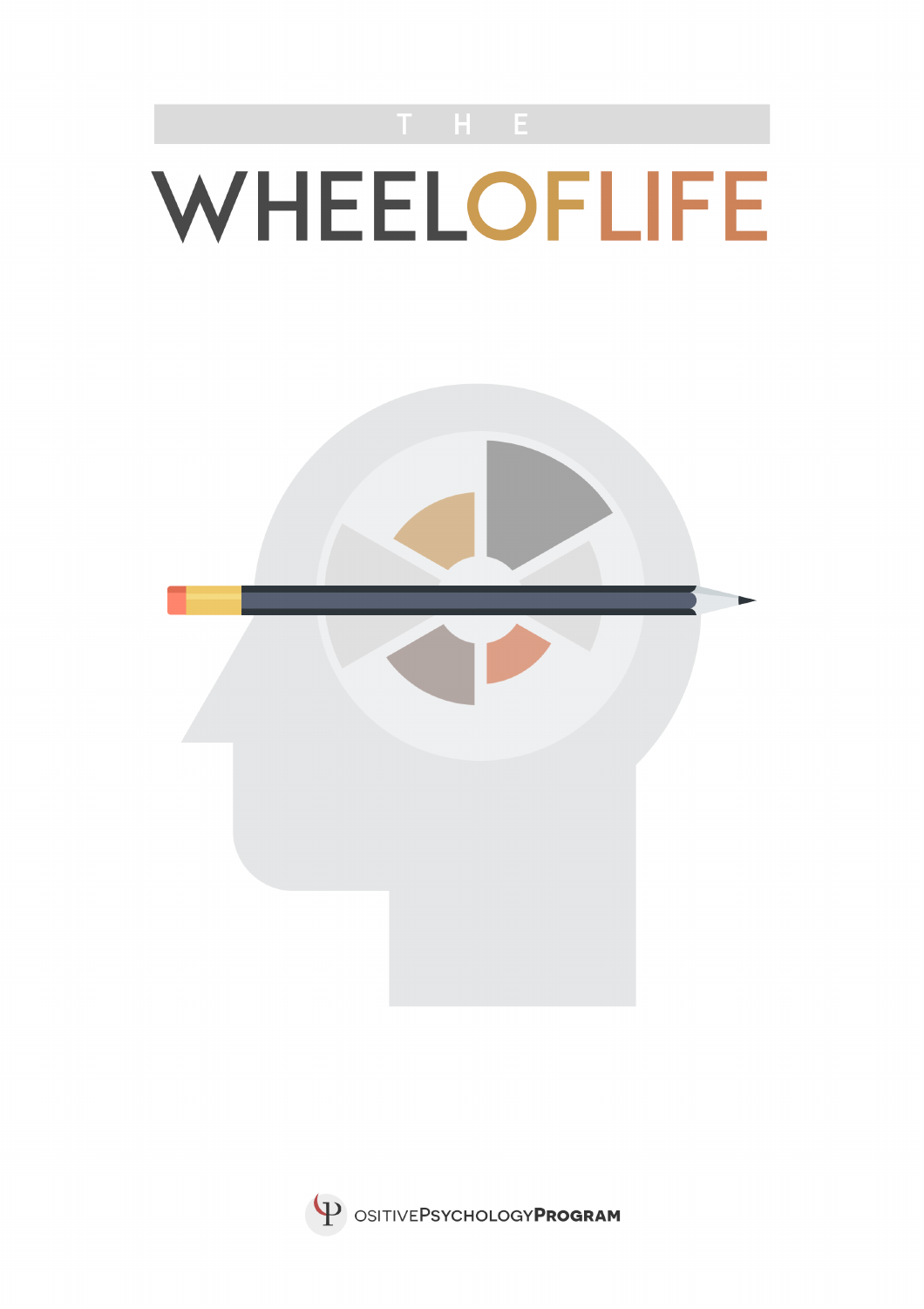# THE WHEEL OF LIFE

PositivePsychologyProgram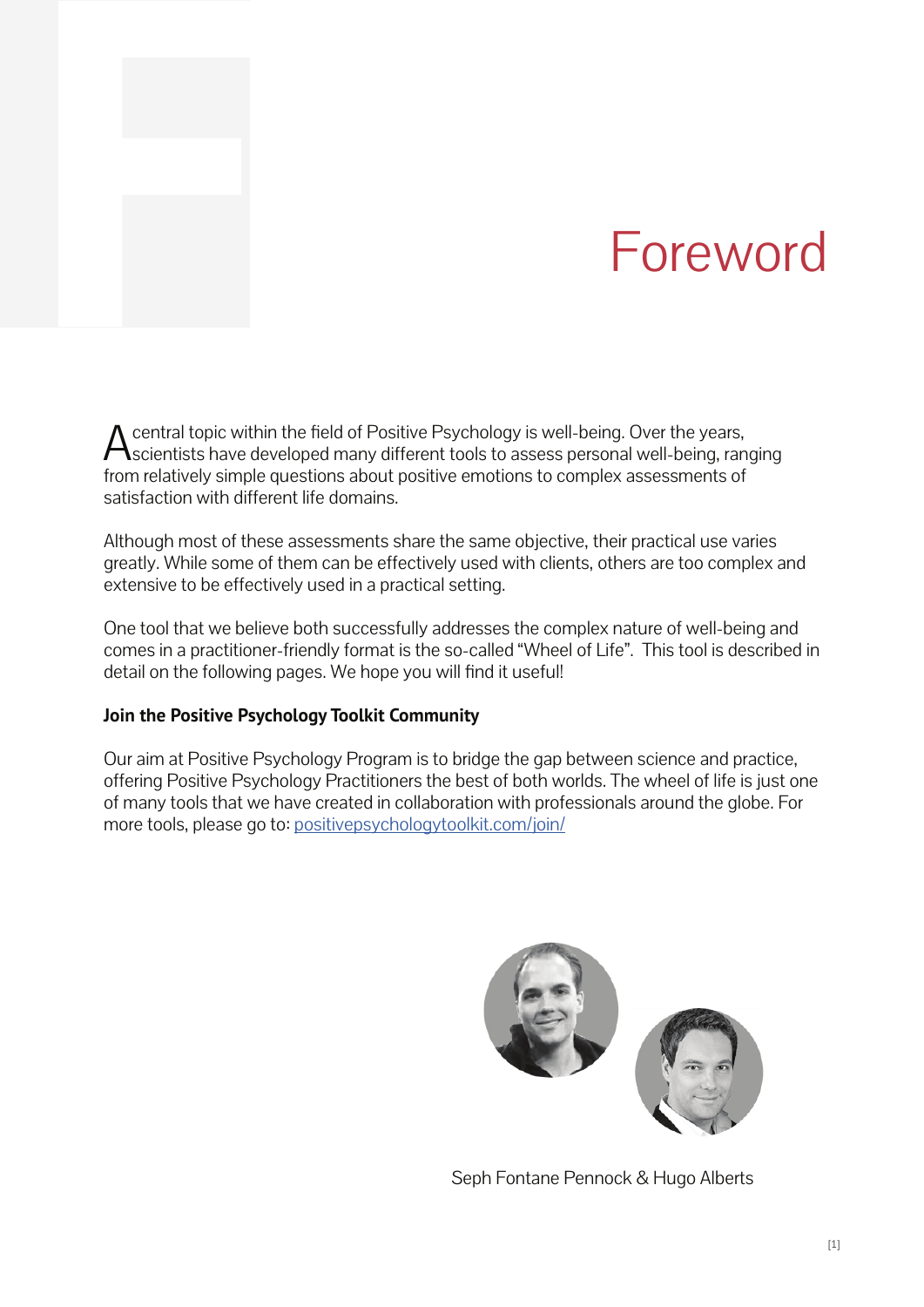# Foreword

A central topic within the field of Positive Psychology is well-being. Over the years, scientists have developed many different tools to assess personal well-being, ranging from relatively simple questions about positive emotions to complex assessments of satisfaction with different life domains.

Although most of these assessments share the same objective, their practical use varies greatly. While some of them can be effectively used with clients, others are too complex and extensive to be effectively used in a practical setting.

One tool that we believe both successfully addresses the complex nature of well-being and comes in a practitioner-friendly format is the so-called "Wheel of Life". This tool is described in detail on the following pages. We hope you will find it useful!

**Join the Positive Psychology Toolkit Community**

Our aim at Positive Psychology Program is to bridge the gap between science and practice, offering Positive Psychology Practitioners the best of both worlds. The wheel of life is just one of many tools that we have created in collaboration with professionals around the globe. For more tools, please go to: [positivepsychologytoolkit.com/join/](positivepsychologytoolkit.com/join/)

Seph Fontane Pennock & Hugo Alberts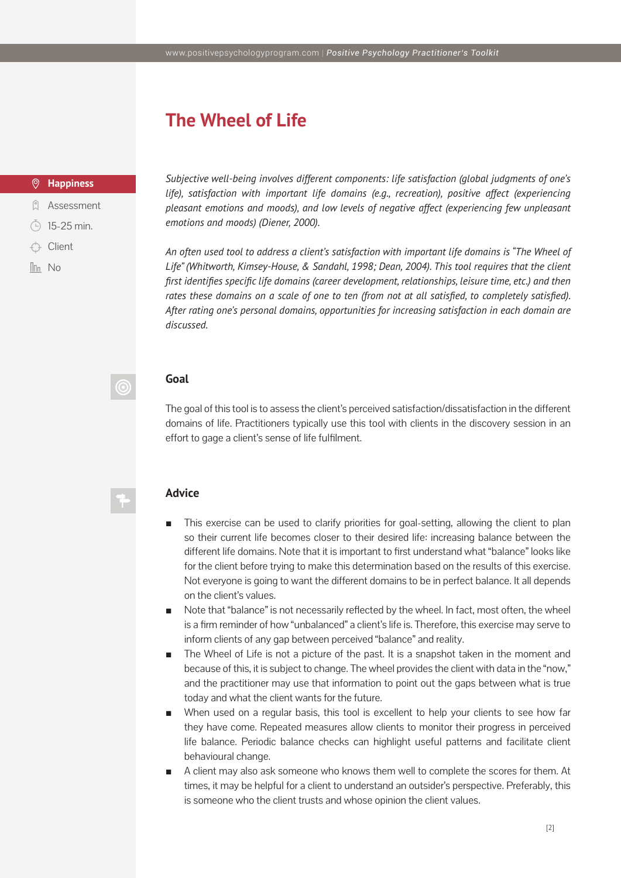# The Wheel of Life

**Happiness**

Assessment

15-25 min.

Client

No

*Subjective well-being involves different components: life satisfaction (global judgments of one's life), satisfaction with important life domains (e.g., recreation), positive affect (experiencing pleasant emotions and moods), and low levels of negative affect (experiencing few unpleasant emotions and moods) (Diener, 2000).*

*An often used tool to address a client's satisfaction with important life domains is "The Wheel of Life" (Whitworth, Kimsey-House, & Sandahl, 1998; Dean, 2004). This tool requires that the client first identifies specific life domains (career development, relationships, leisure time, etc.) and then rates these domains on a scale of one to ten (from not at all satisfied, to completely satisfied). After rating one's personal domains, opportunities for increasing satisfaction in each domain are discussed.*

## Goal

The goal of this tool is to assess the client's perceived satisfaction/dissatisfaction in the different domains of life. Practitioners typically use this tool with clients in the discovery session in an effort to gage a client's sense of life fulfilment.

## Advice

- This exercise can be used to clarify priorities for goal-setting, allowing the client to plan so their current life becomes closer to their desired life: increasing balance between the different life domains. Note that it is important to first understand what "balance" looks like for the client before trying to make this determination based on the results of this exercise. Not everyone is going to want the different domains to be in perfect balance. It all depends on the client's values.
- Note that "balance" is not necessarily reflected by the wheel. In fact, most often, the wheel is a firm reminder of how "unbalanced" a client's life is. Therefore, this exercise may serve to inform clients of any gap between perceived "balance" and reality.
- The Wheel of Life is not a picture of the past. It is a snapshot taken in the moment and because of this, it is subject to change. The wheel provides the client with data in the "now," and the practitioner may use that information to point out the gaps between what is true today and what the client wants for the future.
- When used on a regular basis, this tool is excellent to help your clients to see how far they have come. Repeated measures allow clients to monitor their progress in perceived life balance. Periodic balance checks can highlight useful patterns and facilitate client behavioural change.
- A client may also ask someone who knows them well to complete the scores for them. At times, it may be helpful for a client to understand an outsider's perspective. Preferably, this is someone who the client trusts and whose opinion the client values.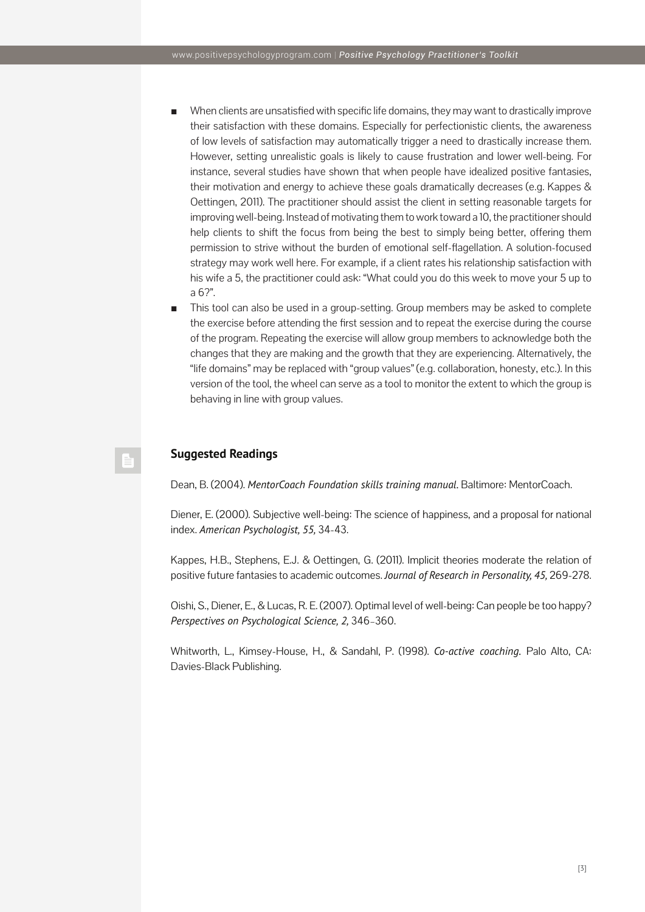- When clients are unsatisfied with specific life domains, they may want to drastically improve their satisfaction with these domains. Especially for perfectionistic clients, the awareness of low levels of satisfaction may automatically trigger a need to drastically increase them. However, setting unrealistic goals is likely to cause frustration and lower well-being. For instance, several studies have shown that when people have idealized positive fantasies, their motivation and energy to achieve these goals dramatically decreases (e.g. Kappes & Oettingen, 2011). The practitioner should assist the client in setting reasonable targets for improving well-being. Instead of motivating them to work toward a 10, the practitioner should help clients to shift the focus from being the best to simply being better, offering them permission to strive without the burden of emotional self-flagellation. A solution-focused strategy may work well here. For example, if a client rates his relationship satisfaction with his wife a 5, the practitioner could ask: "What could you do this week to move your 5 up to a 6?".
- This tool can also be used in a group-setting. Group members may be asked to complete the exercise before attending the first session and to repeat the exercise during the course of the program. Repeating the exercise will allow group members to acknowledge both the changes that they are making and the growth that they are experiencing. Alternatively, the "life domains" may be replaced with "group values" (e.g. collaboration, honesty, etc.). In this version of the tool, the wheel can serve as a tool to monitor the extent to which the group is behaving in line with group values.

## Suggested Readings

Dean, B. (2004). *MentorCoach Foundation skills training manual*. Baltimore: MentorCoach.

Diener, E. (2000). Subjective well-being: The science of happiness, and a proposal for national index. *American Psychologist, 55,* 34-43.

Kappes, H.B., Stephens, E.J. & Oettingen, G. (2011). Implicit theories moderate the relation of positive future fantasies to academic outcomes. *Journal of Research in Personality, 45,* 269-278.

Oishi, S., Diener, E., & Lucas, R. E. (2007). Optimal level of well-being: Can people be too happy? *Perspectives on Psychological Science, 2,* 346–360.

Whitworth, L., Kimsey-House, H., & Sandahl, P. (1998). *Co-active coaching*. Palo Alto, CA: Davies-Black Publishing.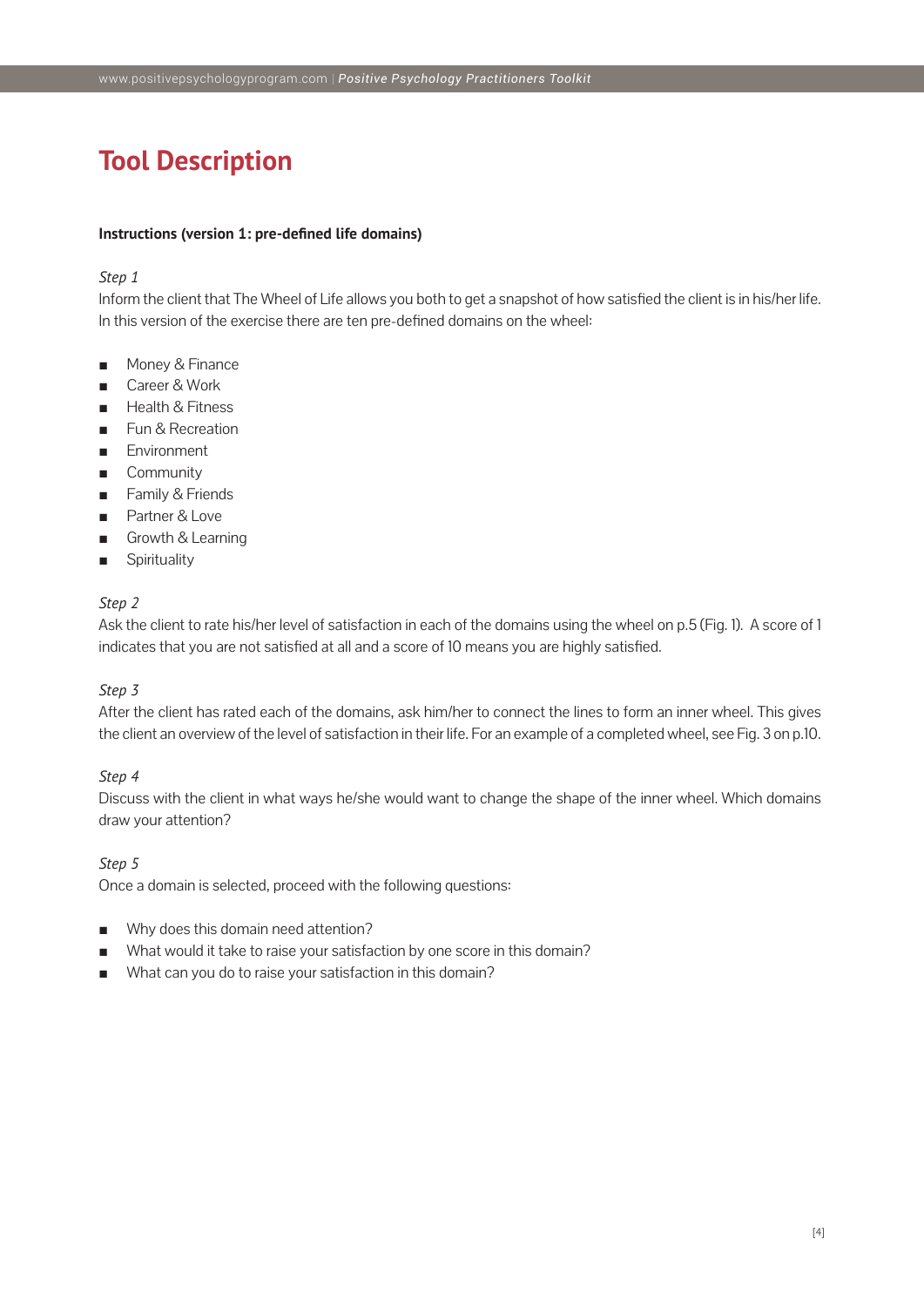# Tool Description

**Instructions (version 1: pre-defined life domains)**

*Step 1*

Inform the client that The Wheel of Life allows you both to get a snapshot of how satisfied the client is in his/her life. In this version of the exercise there are ten pre-defined domains on the wheel:

- Money & Finance
- Career & Work
- Health & Fitness
- Fun & Recreation
- Environment
- Community
- Family & Friends
- Partner & Love
- Growth & Learning
- Spirituality

*Step 2*

Ask the client to rate his/her level of satisfaction in each of the domains using the wheel on p.5 (Fig. 1). A score of 1 indicates that you are not satisfied at all and a score of 10 means you are highly satisfied.

*Step 3*

After the client has rated each of the domains, ask him/her to connect the lines to form an inner wheel. This gives the client an overview of the level of satisfaction in their life. For an example of a completed wheel, see Fig. 3 on p.10.

*Step 4*

Discuss with the client in what ways he/she would want to change the shape of the inner wheel. Which domains draw your attention?

*Step 5*

Once a domain is selected, proceed with the following questions:

- Why does this domain need attention?
- What would it take to raise your satisfaction by one score in this domain?
- What can you do to raise your satisfaction in this domain?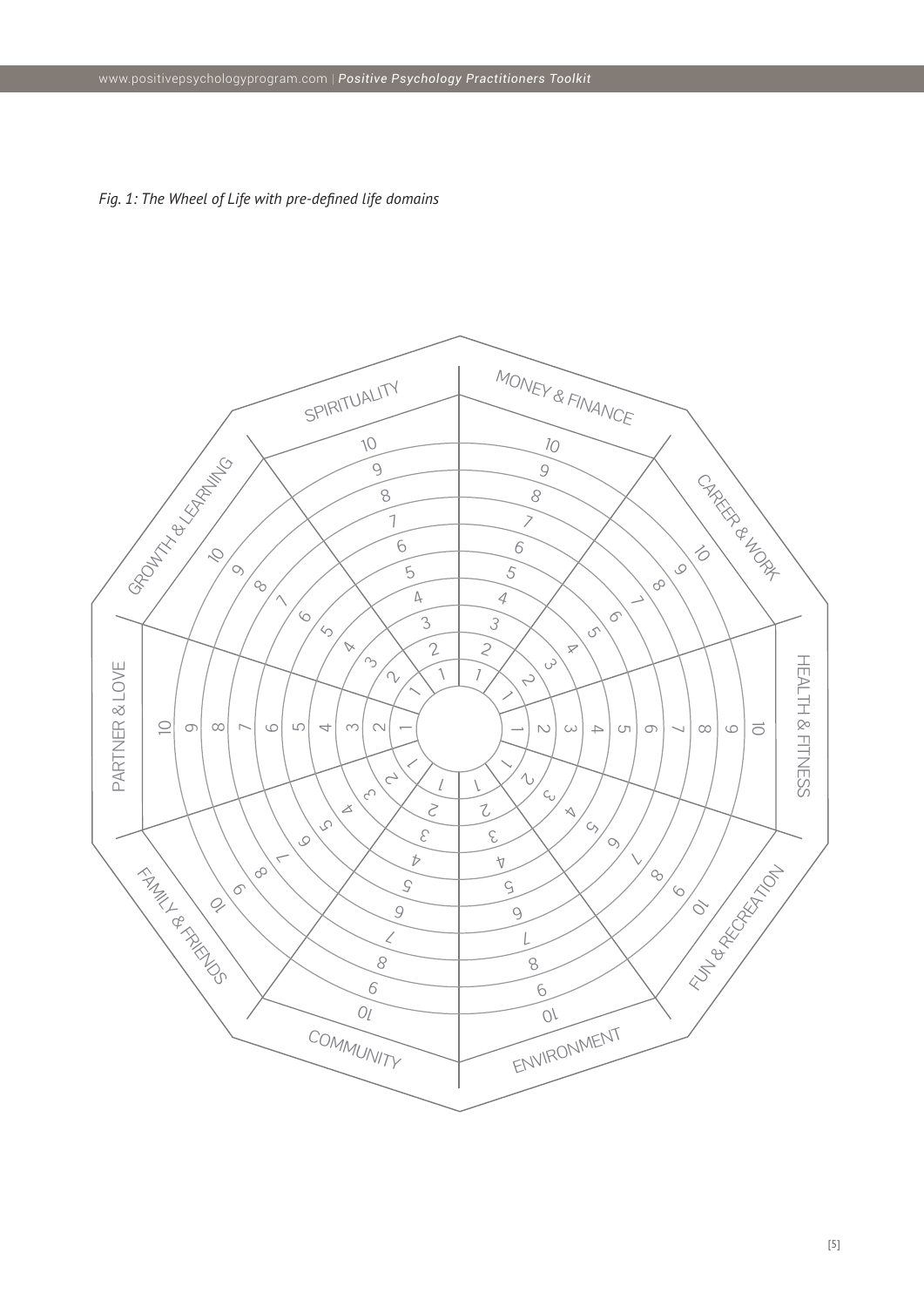*Fig. 1: The Wheel of Life with pre-defined life domains*

SPIRITUALITY

MONEY & FINANCE

CAREER & WORK

HEALTH & FITNESS

FUN & RECREATION

ENVIRONMENT

COMMUNITY

FAMILY & FRIENDS

PARTNER & LOVE

GROWTH & LEARNING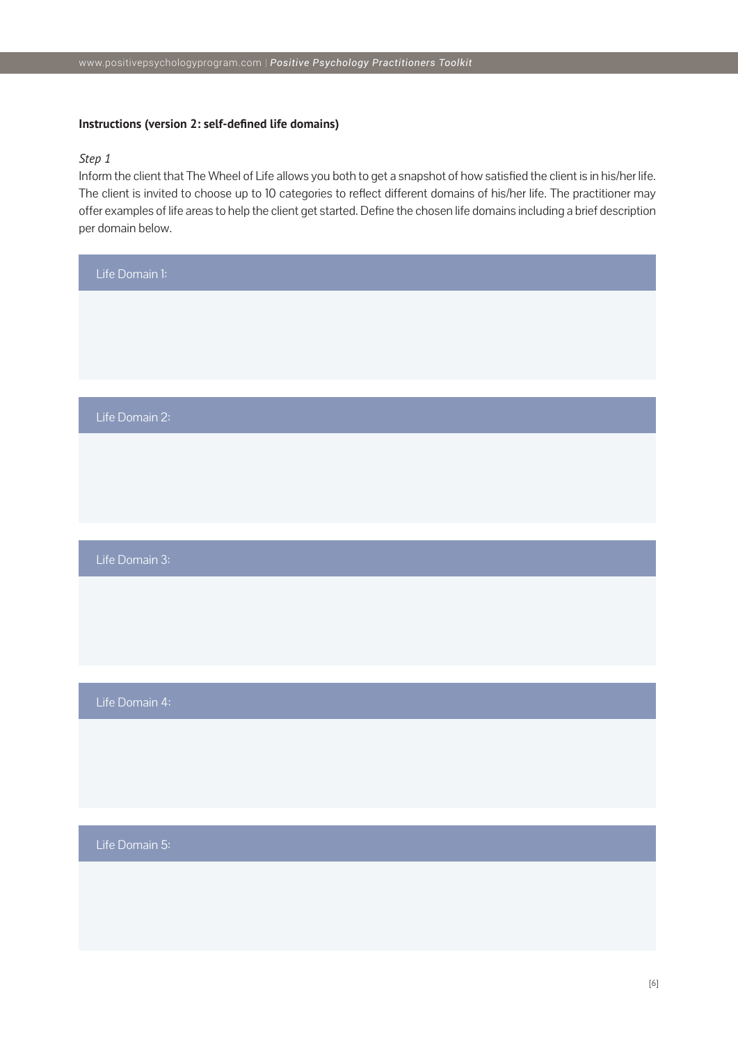**Instructions (version 2: self-defined life domains)**

*Step 1*

Inform the client that The Wheel of Life allows you both to get a snapshot of how satisfied the client is in his/her life. The client is invited to choose up to 10 categories to reflect different domains of his/her life. The practitioner may offer examples of life areas to help the client get started. Define the chosen life domains including a brief description per domain below.

| Life Domain 1: |
| --- |
| |

| Life Domain 2: |
| --- |
| |

| Life Domain 3: |
| --- |
| |

| Life Domain 4: |
| --- |
| |

| Life Domain 5: |
| --- |
| |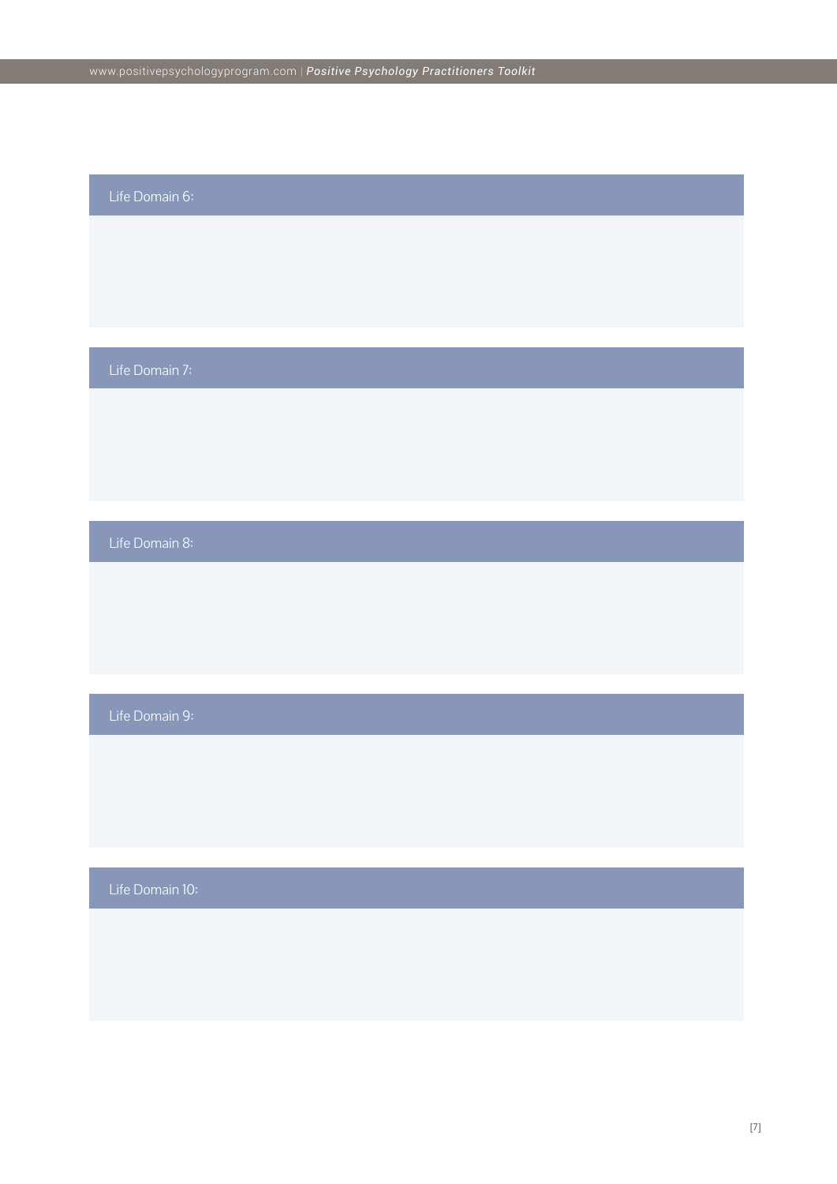Life Domain 6:

Life Domain 7:

Life Domain 8:

Life Domain 9:

Life Domain 10: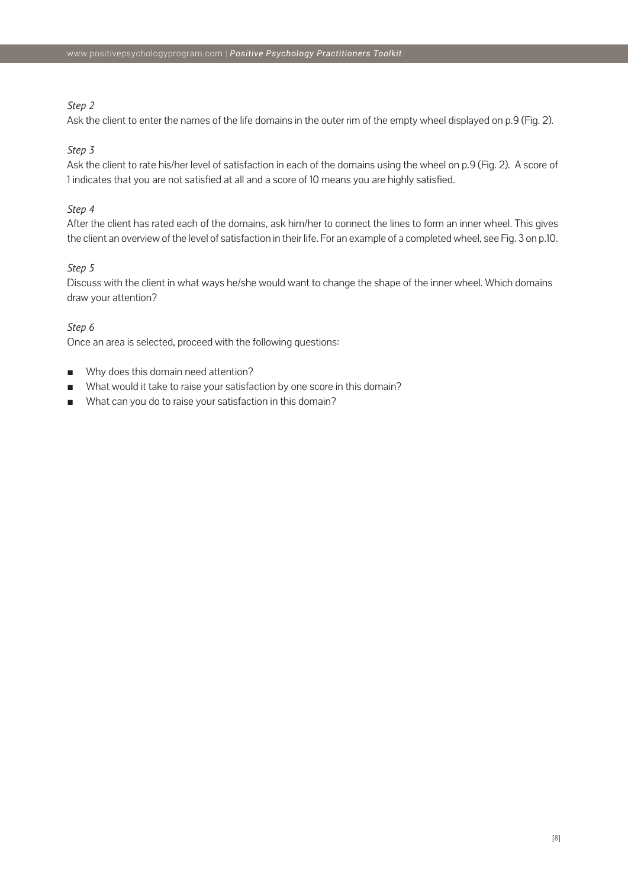*Step 2*

Ask the client to enter the names of the life domains in the outer rim of the empty wheel displayed on p.9 (Fig. 2).

*Step 3*

Ask the client to rate his/her level of satisfaction in each of the domains using the wheel on p.9 (Fig. 2). A score of 1 indicates that you are not satisfied at all and a score of 10 means you are highly satisfied.

*Step 4*

After the client has rated each of the domains, ask him/her to connect the lines to form an inner wheel. This gives the client an overview of the level of satisfaction in their life. For an example of a completed wheel, see Fig. 3 on p.10.

*Step 5*

Discuss with the client in what ways he/she would want to change the shape of the inner wheel. Which domains draw your attention?

*Step 6*

Once an area is selected, proceed with the following questions:

- Why does this domain need attention?
- What would it take to raise your satisfaction by one score in this domain?
- What can you do to raise your satisfaction in this domain?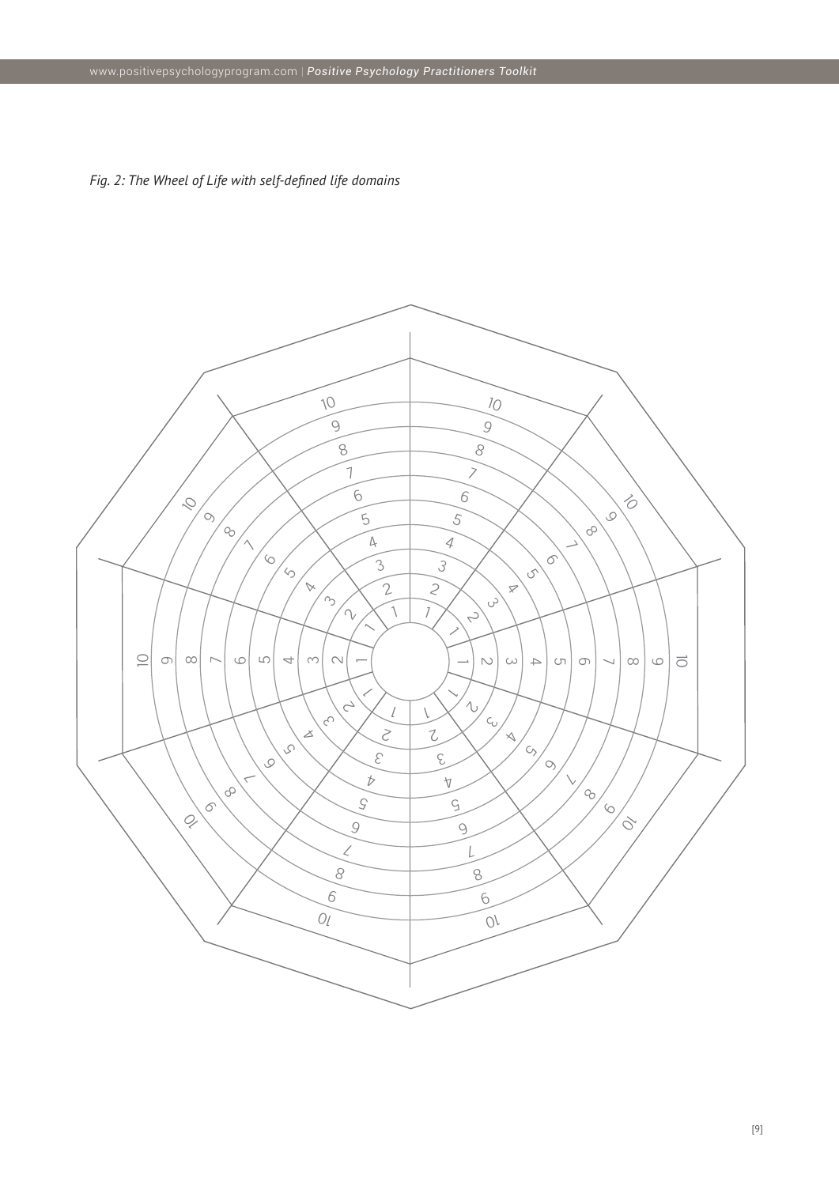*Fig. 2: The Wheel of Life with self-defined life domains*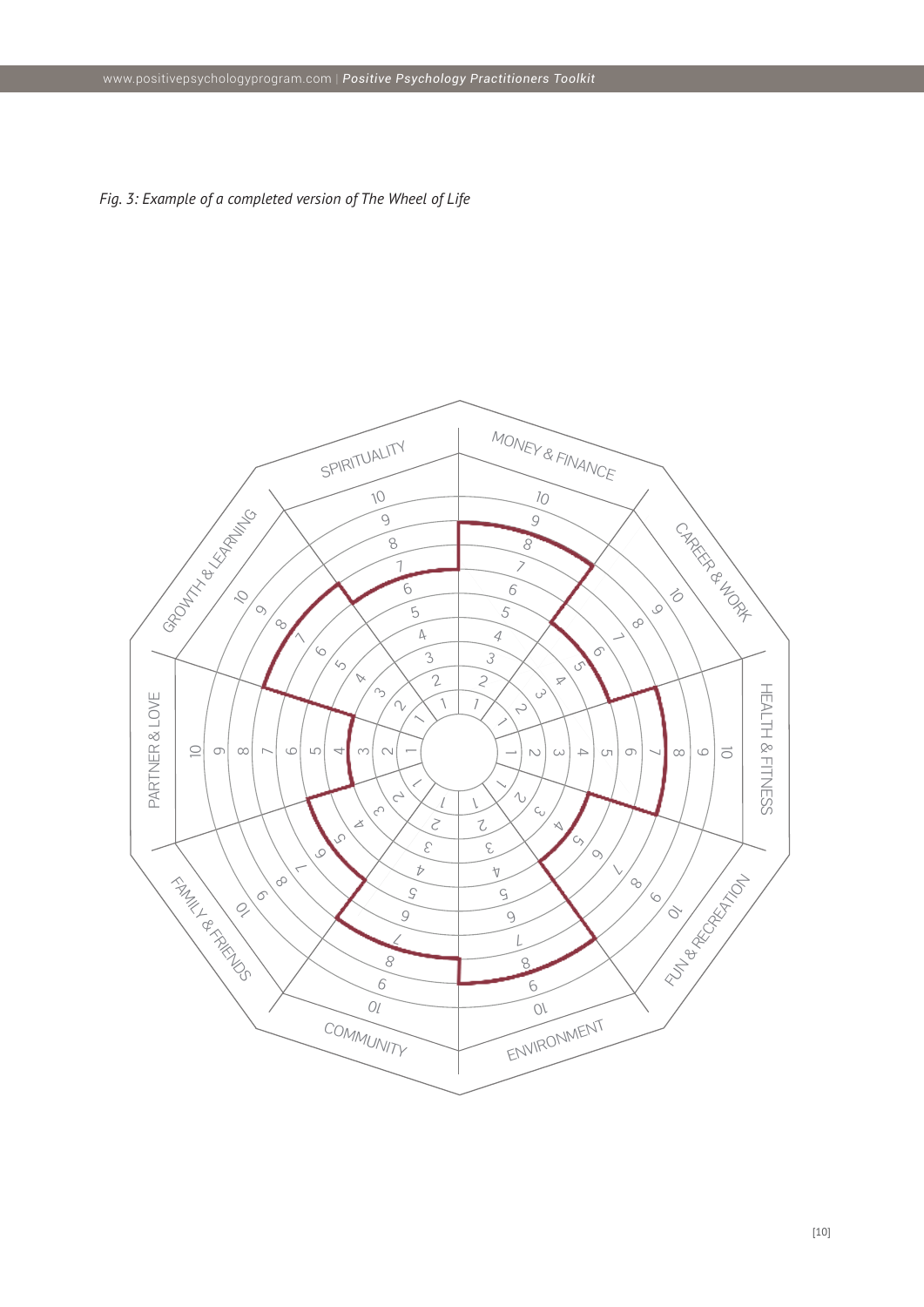*Fig. 3: Example of a completed version of The Wheel of Life*

SPIRITUALITY

MONEY & FINANCE

CAREER & WORK

HEALTH & FITNESS

FUN & RECREATION

ENVIRONMENT

COMMUNITY

FAMILY & FRIENDS

PARTNER & LOVE

GROWTH & LEARNING

1 2 3 4 5 6 7 8 9 10